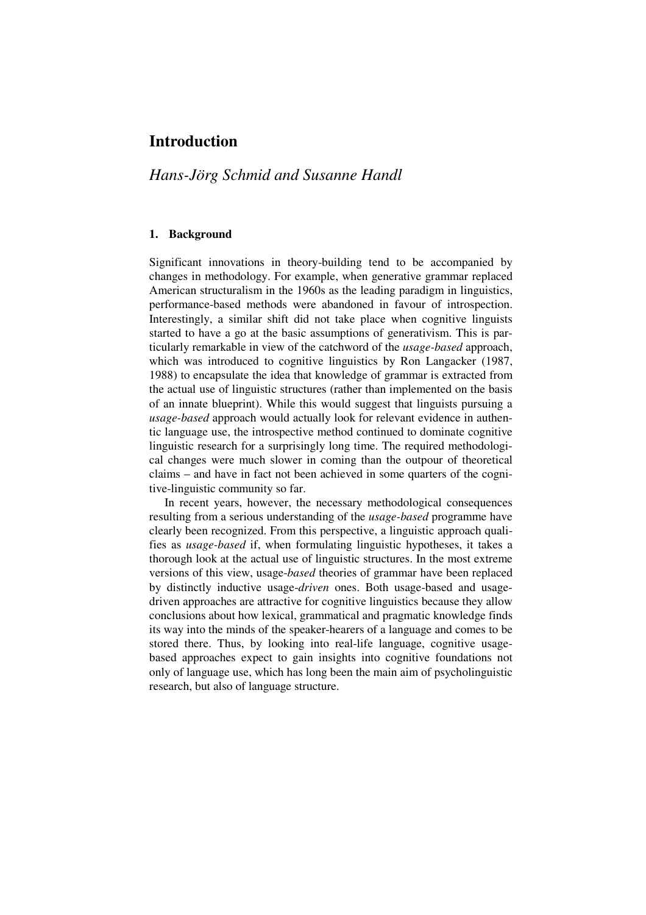# Introduction

*Hans-Jörg Schmid and Susanne Handl*

## 1. Background

Significant innovations in theory-building tend to be accompanied by changes in methodology. For example, when generative grammar replaced American structuralism in the 1960s as the leading paradigm in linguistics, performance-based methods were abandoned in favour of introspection. Interestingly, a similar shift did not take place when cognitive linguists started to have a go at the basic assumptions of generativism. This is particularly remarkable in view of the catchword of the *usage-based* approach, which was introduced to cognitive linguistics by Ron Langacker (1987, 1988) to encapsulate the idea that knowledge of grammar is extracted from the actual use of linguistic structures (rather than implemented on the basis of an innate blueprint). While this would suggest that linguists pursuing a *usage-based* approach would actually look for relevant evidence in authentic language use, the introspective method continued to dominate cognitive linguistic research for a surprisingly long time. The required methodological changes were much slower in coming than the outpour of theoretical claims – and have in fact not been achieved in some quarters of the cognitive-linguistic community so far.

In recent years, however, the necessary methodological consequences resulting from a serious understanding of the *usage-based* programme have clearly been recognized. From this perspective, a linguistic approach qualifies as *usage-based* if, when formulating linguistic hypotheses, it takes a thorough look at the actual use of linguistic structures. In the most extreme versions of this view, usage-*based* theories of grammar have been replaced by distinctly inductive usage-*driven* ones. Both usage-based and usage-driven approaches are attractive for cognitive linguistics because they allow conclusions about how lexical, grammatical and pragmatic knowledge finds its way into the minds of the speaker-hearers of a language and comes to be stored there. Thus, by looking into real-life language, cognitive usage-based approaches expect to gain insights into cognitive foundations not only of language use, which has long been the main aim of psycholinguistic research, but also of language structure.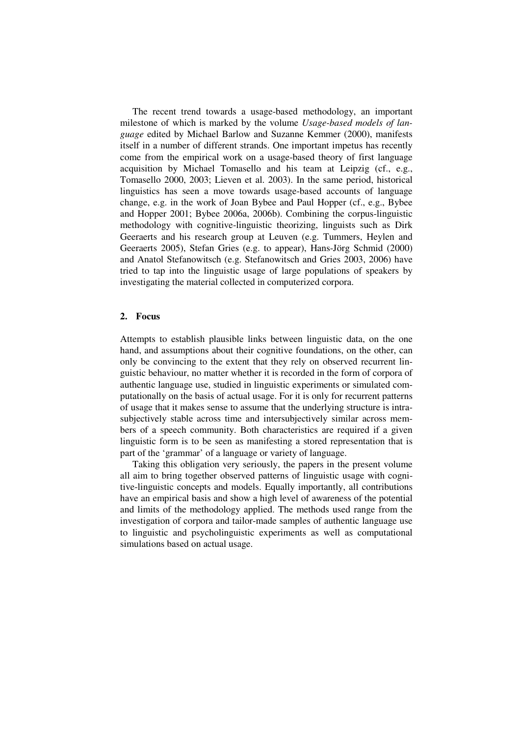The recent trend towards a usage-based methodology, an important milestone of which is marked by the volume *Usage-based models of language* edited by Michael Barlow and Suzanne Kemmer (2000), manifests itself in a number of different strands. One important impetus has recently come from the empirical work on a usage-based theory of first language acquisition by Michael Tomasello and his team at Leipzig (cf., e.g., Tomasello 2000, 2003; Lieven et al. 2003). In the same period, historical linguistics has seen a move towards usage-based accounts of language change, e.g. in the work of Joan Bybee and Paul Hopper (cf., e.g., Bybee and Hopper 2001; Bybee 2006a, 2006b). Combining the corpus-linguistic methodology with cognitive-linguistic theorizing, linguists such as Dirk Geeraerts and his research group at Leuven (e.g. Tummers, Heylen and Geeraerts 2005), Stefan Gries (e.g. to appear), Hans-Jörg Schmid (2000) and Anatol Stefanowitsch (e.g. Stefanowitsch and Gries 2003, 2006) have tried to tap into the linguistic usage of large populations of speakers by investigating the material collected in computerized corpora.

## 2. Focus

Attempts to establish plausible links between linguistic data, on the one hand, and assumptions about their cognitive foundations, on the other, can only be convincing to the extent that they rely on observed recurrent linguistic behaviour, no matter whether it is recorded in the form of corpora of authentic language use, studied in linguistic experiments or simulated computationally on the basis of actual usage. For it is only for recurrent patterns of usage that it makes sense to assume that the underlying structure is intra-subjectively stable across time and intersubjectively similar across members of a speech community. Both characteristics are required if a given linguistic form is to be seen as manifesting a stored representation that is part of the 'grammar' of a language or variety of language.

Taking this obligation very seriously, the papers in the present volume all aim to bring together observed patterns of linguistic usage with cognitive-linguistic concepts and models. Equally importantly, all contributions have an empirical basis and show a high level of awareness of the potential and limits of the methodology applied. The methods used range from the investigation of corpora and tailor-made samples of authentic language use to linguistic and psycholinguistic experiments as well as computational simulations based on actual usage.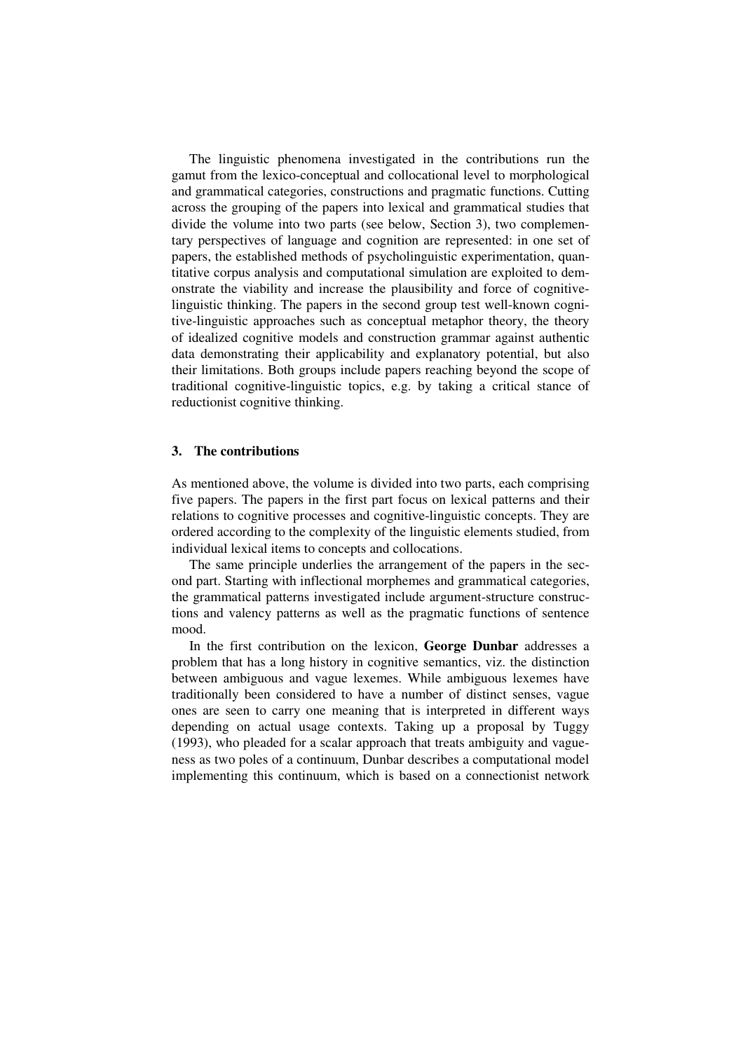The linguistic phenomena investigated in the contributions run the gamut from the lexico-conceptual and collocational level to morphological and grammatical categories, constructions and pragmatic functions. Cutting across the grouping of the papers into lexical and grammatical studies that divide the volume into two parts (see below, Section 3), two complementary perspectives of language and cognition are represented: in one set of papers, the established methods of psycholinguistic experimentation, quantitative corpus analysis and computational simulation are exploited to demonstrate the viability and increase the plausibility and force of cognitive-linguistic thinking. The papers in the second group test well-known cognitive-linguistic approaches such as conceptual metaphor theory, the theory of idealized cognitive models and construction grammar against authentic data demonstrating their applicability and explanatory potential, but also their limitations. Both groups include papers reaching beyond the scope of traditional cognitive-linguistic topics, e.g. by taking a critical stance of reductionist cognitive thinking.

## 3. The contributions

As mentioned above, the volume is divided into two parts, each comprising five papers. The papers in the first part focus on lexical patterns and their relations to cognitive processes and cognitive-linguistic concepts. They are ordered according to the complexity of the linguistic elements studied, from individual lexical items to concepts and collocations.

The same principle underlies the arrangement of the papers in the second part. Starting with inflectional morphemes and grammatical categories, the grammatical patterns investigated include argument-structure constructions and valency patterns as well as the pragmatic functions of sentence mood.

In the first contribution on the lexicon, **George Dunbar** addresses a problem that has a long history in cognitive semantics, viz. the distinction between ambiguous and vague lexemes. While ambiguous lexemes have traditionally been considered to have a number of distinct senses, vague ones are seen to carry one meaning that is interpreted in different ways depending on actual usage contexts. Taking up a proposal by Tuggy (1993), who pleaded for a scalar approach that treats ambiguity and vagueness as two poles of a continuum, Dunbar describes a computational model implementing this continuum, which is based on a connectionist network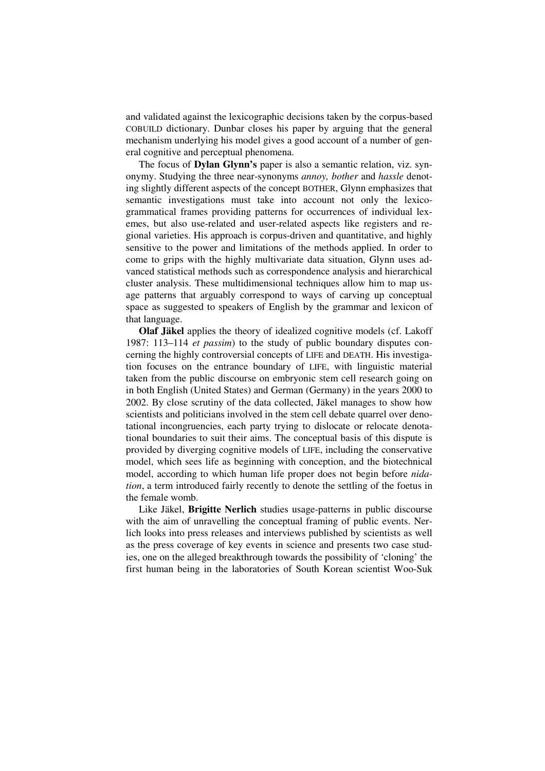and validated against the lexicographic decisions taken by the corpus-based COBUILD dictionary. Dunbar closes his paper by arguing that the general mechanism underlying his model gives a good account of a number of general cognitive and perceptual phenomena.

The focus of **Dylan Glynn's** paper is also a semantic relation, viz. synonymy. Studying the three near-synonyms *annoy, bother* and *hassle* denoting slightly different aspects of the concept BOTHER, Glynn emphasizes that semantic investigations must take into account not only the lexico-grammatical frames providing patterns for occurrences of individual lexemes, but also use-related and user-related aspects like registers and regional varieties. His approach is corpus-driven and quantitative, and highly sensitive to the power and limitations of the methods applied. In order to come to grips with the highly multivariate data situation, Glynn uses advanced statistical methods such as correspondence analysis and hierarchical cluster analysis. These multidimensional techniques allow him to map usage patterns that arguably correspond to ways of carving up conceptual space as suggested to speakers of English by the grammar and lexicon of that language.

**Olaf Jäkel** applies the theory of idealized cognitive models (cf. Lakoff 1987: 113–114 *et passim*) to the study of public boundary disputes concerning the highly controversial concepts of LIFE and DEATH. His investigation focuses on the entrance boundary of LIFE, with linguistic material taken from the public discourse on embryonic stem cell research going on in both English (United States) and German (Germany) in the years 2000 to 2002. By close scrutiny of the data collected, Jäkel manages to show how scientists and politicians involved in the stem cell debate quarrel over denotational incongruencies, each party trying to dislocate or relocate denotational boundaries to suit their aims. The conceptual basis of this dispute is provided by diverging cognitive models of LIFE, including the conservative model, which sees life as beginning with conception, and the biotechnical model, according to which human life proper does not begin before *nidation*, a term introduced fairly recently to denote the settling of the foetus in the female womb.

Like Jäkel, **Brigitte Nerlich** studies usage-patterns in public discourse with the aim of unravelling the conceptual framing of public events. Nerlich looks into press releases and interviews published by scientists as well as the press coverage of key events in science and presents two case studies, one on the alleged breakthrough towards the possibility of 'cloning' the first human being in the laboratories of South Korean scientist Woo-Suk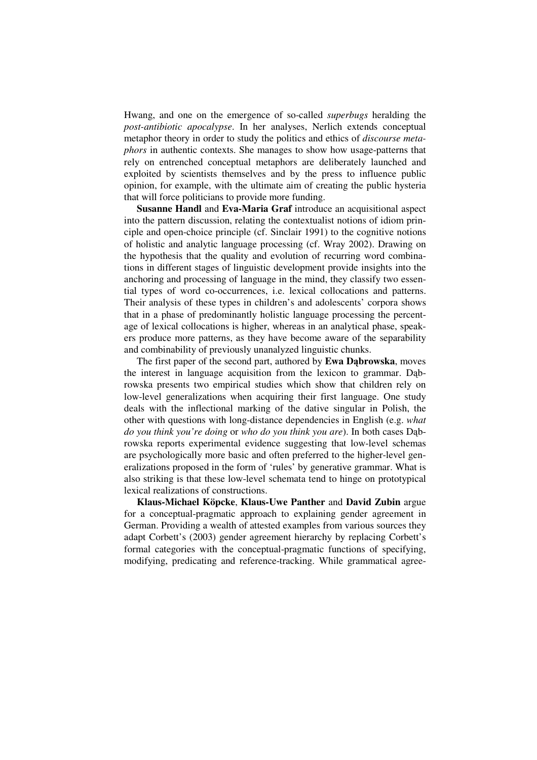Hwang, and one on the emergence of so-called *superbugs* heralding the *post-antibiotic apocalypse*. In her analyses, Nerlich extends conceptual metaphor theory in order to study the politics and ethics of *discourse metaphors* in authentic contexts. She manages to show how usage-patterns that rely on entrenched conceptual metaphors are deliberately launched and exploited by scientists themselves and by the press to influence public opinion, for example, with the ultimate aim of creating the public hysteria that will force politicians to provide more funding.

**Susanne Handl** and **Eva-Maria Graf** introduce an acquisitional aspect into the pattern discussion, relating the contextualist notions of idiom principle and open-choice principle (cf. Sinclair 1991) to the cognitive notions of holistic and analytic language processing (cf. Wray 2002). Drawing on the hypothesis that the quality and evolution of recurring word combinations in different stages of linguistic development provide insights into the anchoring and processing of language in the mind, they classify two essential types of word co-occurrences, i.e. lexical collocations and patterns. Their analysis of these types in children's and adolescents' corpora shows that in a phase of predominantly holistic language processing the percentage of lexical collocations is higher, whereas in an analytical phase, speakers produce more patterns, as they have become aware of the separability and combinability of previously unanalyzed linguistic chunks.

The first paper of the second part, authored by **Ewa Dąbrowska**, moves the interest in language acquisition from the lexicon to grammar. Dąbrowska presents two empirical studies which show that children rely on low-level generalizations when acquiring their first language. One study deals with the inflectional marking of the dative singular in Polish, the other with questions with long-distance dependencies in English (e.g. *what do you think you're doing* or *who do you think you are*). In both cases Dąbrowska reports experimental evidence suggesting that low-level schemas are psychologically more basic and often preferred to the higher-level generalizations proposed in the form of 'rules' by generative grammar. What is also striking is that these low-level schemata tend to hinge on prototypical lexical realizations of constructions.

**Klaus-Michael Köpcke**, **Klaus-Uwe Panther** and **David Zubin** argue for a conceptual-pragmatic approach to explaining gender agreement in German. Providing a wealth of attested examples from various sources they adapt Corbett's (2003) gender agreement hierarchy by replacing Corbett's formal categories with the conceptual-pragmatic functions of specifying, modifying, predicating and reference-tracking. While grammatical agree-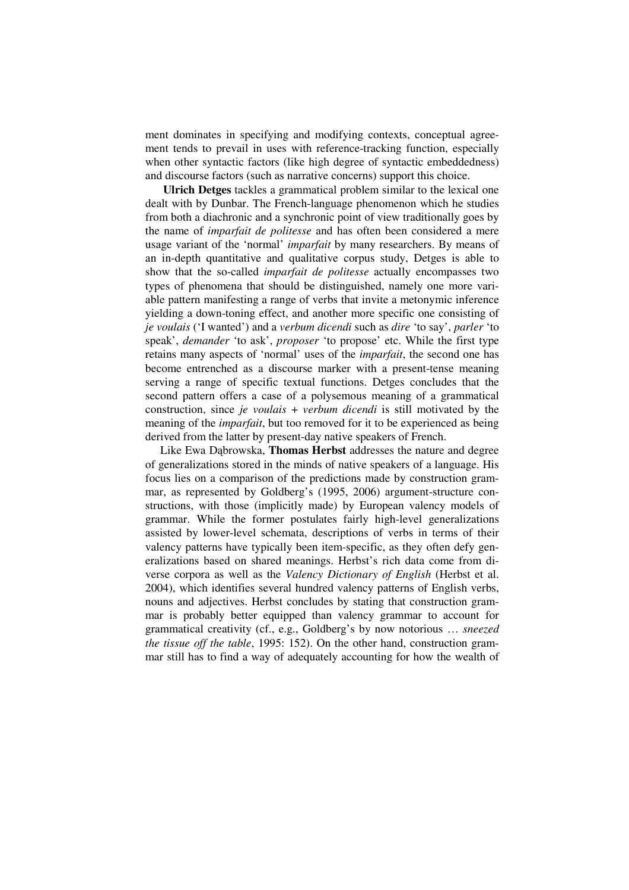ment dominates in specifying and modifying contexts, conceptual agreement tends to prevail in uses with reference-tracking function, especially when other syntactic factors (like high degree of syntactic embeddedness) and discourse factors (such as narrative concerns) support this choice.

**Ulrich Detges** tackles a grammatical problem similar to the lexical one dealt with by Dunbar. The French-language phenomenon which he studies from both a diachronic and a synchronic point of view traditionally goes by the name of *imparfait de politesse* and has often been considered a mere usage variant of the 'normal' *imparfait* by many researchers. By means of an in-depth quantitative and qualitative corpus study, Detges is able to show that the so-called *imparfait de politesse* actually encompasses two types of phenomena that should be distinguished, namely one more variable pattern manifesting a range of verbs that invite a metonymic inference yielding a down-toning effect, and another more specific one consisting of *je voulais* ('I wanted') and a *verbum dicendi* such as *dire* 'to say', *parler* 'to speak', *demander* 'to ask', *proposer* 'to propose' etc. While the first type retains many aspects of 'normal' uses of the *imparfait*, the second one has become entrenched as a discourse marker with a present-tense meaning serving a range of specific textual functions. Detges concludes that the second pattern offers a case of a polysemous meaning of a grammatical construction, since *je voulais + verbum dicendi* is still motivated by the meaning of the *imparfait*, but too removed for it to be experienced as being derived from the latter by present-day native speakers of French.

Like Ewa Dąbrowska, **Thomas Herbst** addresses the nature and degree of generalizations stored in the minds of native speakers of a language. His focus lies on a comparison of the predictions made by construction grammar, as represented by Goldberg's (1995, 2006) argument-structure constructions, with those (implicitly made) by European valency models of grammar. While the former postulates fairly high-level generalizations assisted by lower-level schemata, descriptions of verbs in terms of their valency patterns have typically been item-specific, as they often defy generalizations based on shared meanings. Herbst's rich data come from diverse corpora as well as the *Valency Dictionary of English* (Herbst et al. 2004), which identifies several hundred valency patterns of English verbs, nouns and adjectives. Herbst concludes by stating that construction grammar is probably better equipped than valency grammar to account for grammatical creativity (cf., e.g., Goldberg's by now notorious … *sneezed the tissue off the table*, 1995: 152). On the other hand, construction grammar still has to find a way of adequately accounting for how the wealth of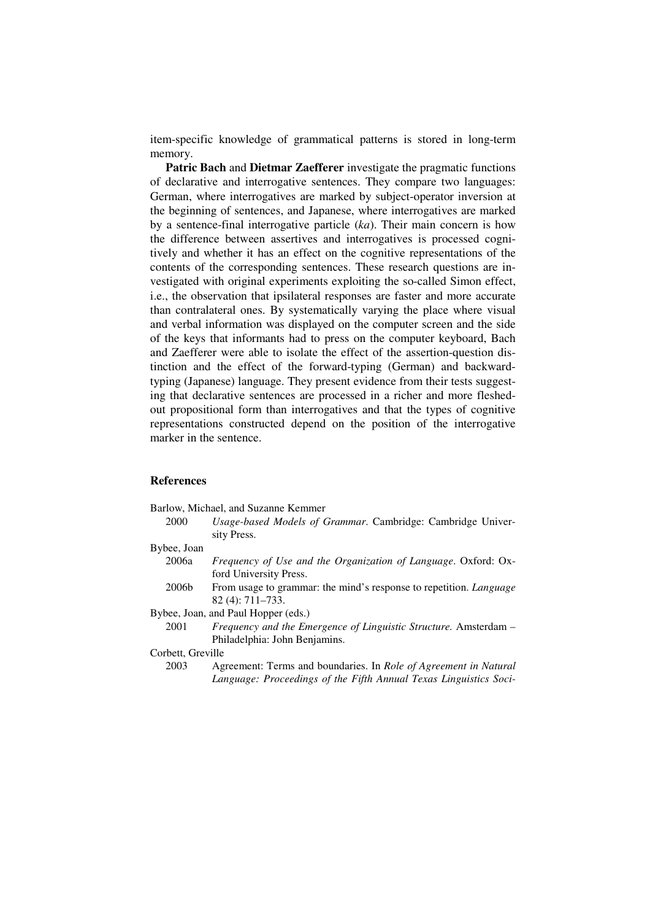item-specific knowledge of grammatical patterns is stored in long-term memory.

**Patric Bach** and **Dietmar Zaefferer** investigate the pragmatic functions of declarative and interrogative sentences. They compare two languages: German, where interrogatives are marked by subject-operator inversion at the beginning of sentences, and Japanese, where interrogatives are marked by a sentence-final interrogative particle (*ka*). Their main concern is how the difference between assertives and interrogatives is processed cognitively and whether it has an effect on the cognitive representations of the contents of the corresponding sentences. These research questions are investigated with original experiments exploiting the so-called Simon effect, i.e., the observation that ipsilateral responses are faster and more accurate than contralateral ones. By systematically varying the place where visual and verbal information was displayed on the computer screen and the side of the keys that informants had to press on the computer keyboard, Bach and Zaefferer were able to isolate the effect of the assertion-question distinction and the effect of the forward-typing (German) and backward-typing (Japanese) language. They present evidence from their tests suggesting that declarative sentences are processed in a richer and more fleshed-out propositional form than interrogatives and that the types of cognitive representations constructed depend on the position of the interrogative marker in the sentence.

## References

Barlow, Michael, and Suzanne Kemmer
- 2000 *Usage-based Models of Grammar*. Cambridge: Cambridge University Press.

Bybee, Joan
- 2006a *Frequency of Use and the Organization of Language*. Oxford: Oxford University Press.
- 2006b From usage to grammar: the mind's response to repetition. *Language* 82 (4): 711–733.

Bybee, Joan, and Paul Hopper (eds.)
- 2001 *Frequency and the Emergence of Linguistic Structure.* Amsterdam – Philadelphia: John Benjamins.

Corbett, Greville
- 2003 Agreement: Terms and boundaries. In *Role of Agreement in Natural Language: Proceedings of the Fifth Annual Texas Linguistics Soci-*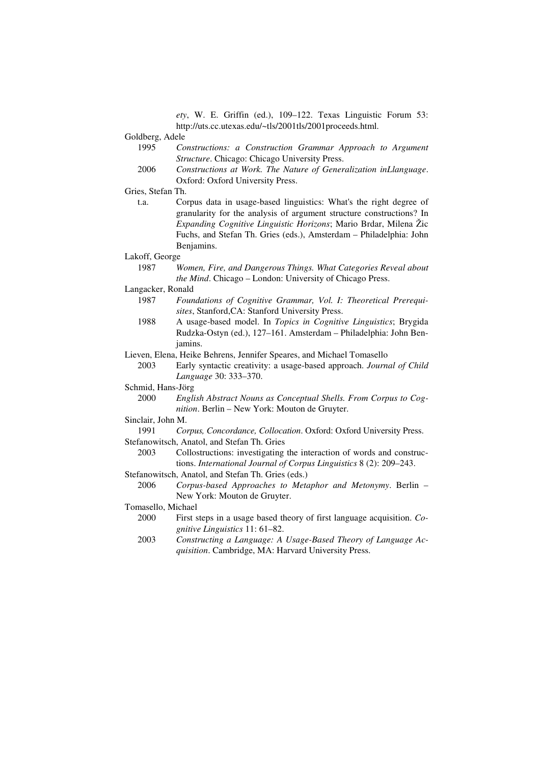*ety*, W. E. Griffin (ed.), 109–122. Texas Linguistic Forum 53: http://uts.cc.utexas.edu/~tls/2001tls/2001proceeds.html.

Goldberg, Adele

1995 *Constructions: a Construction Grammar Approach to Argument Structure*. Chicago: Chicago University Press.

2006 *Constructions at Work. The Nature of Generalization inLlanguage*. Oxford: Oxford University Press.

Gries, Stefan Th.

t.a. Corpus data in usage-based linguistics: What's the right degree of granularity for the analysis of argument structure constructions? In *Expanding Cognitive Linguistic Horizons*; Mario Brdar, Milena Žic Fuchs, and Stefan Th. Gries (eds.), Amsterdam – Philadelphia: John Benjamins.

Lakoff, George

1987 *Women, Fire, and Dangerous Things. What Categories Reveal about the Mind*. Chicago – London: University of Chicago Press.

Langacker, Ronald

1987 *Foundations of Cognitive Grammar, Vol. I: Theoretical Prerequisites*, Stanford,CA: Stanford University Press.

1988 A usage-based model. In *Topics in Cognitive Linguistics*; Brygida Rudzka-Ostyn (ed.), 127–161. Amsterdam – Philadelphia: John Benjamins.

Lieven, Elena, Heike Behrens, Jennifer Speares, and Michael Tomasello

2003 Early syntactic creativity: a usage-based approach. *Journal of Child Language* 30: 333–370.

Schmid, Hans-Jörg

2000 *English Abstract Nouns as Conceptual Shells. From Corpus to Cognition*. Berlin – New York: Mouton de Gruyter.

Sinclair, John M.

1991 *Corpus, Concordance, Collocation*. Oxford: Oxford University Press.

Stefanowitsch, Anatol, and Stefan Th. Gries

2003 Collostructions: investigating the interaction of words and constructions. *International Journal of Corpus Linguistics* 8 (2): 209–243.

Stefanowitsch, Anatol, and Stefan Th. Gries (eds.)

2006 *Corpus-based Approaches to Metaphor and Metonymy*. Berlin – New York: Mouton de Gruyter.

Tomasello, Michael

2000 First steps in a usage based theory of first language acquisition. *Cognitive Linguistics* 11: 61–82.

2003 *Constructing a Language: A Usage-Based Theory of Language Acquisition*. Cambridge, MA: Harvard University Press.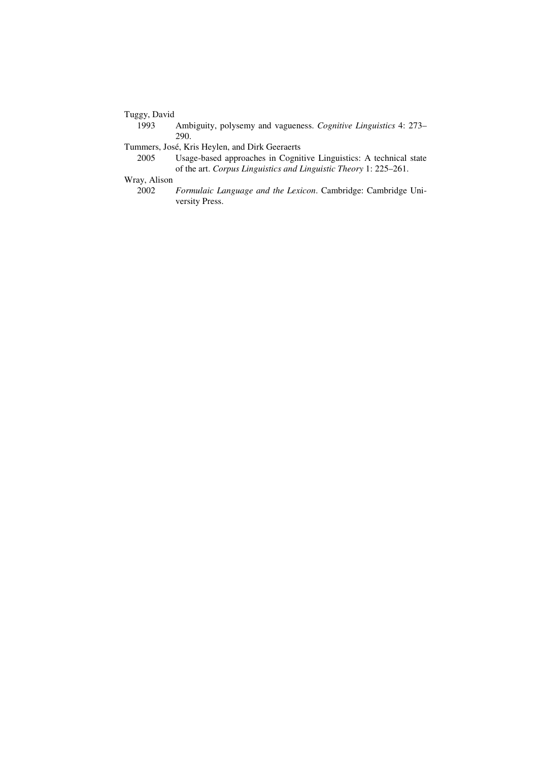Tuggy, David

1993 Ambiguity, polysemy and vagueness. *Cognitive Linguistics* 4: 273–290.

Tummers, José, Kris Heylen, and Dirk Geeraerts

2005 Usage-based approaches in Cognitive Linguistics: A technical state of the art. *Corpus Linguistics and Linguistic Theory* 1: 225–261.

Wray, Alison

2002 *Formulaic Language and the Lexicon*. Cambridge: Cambridge University Press.